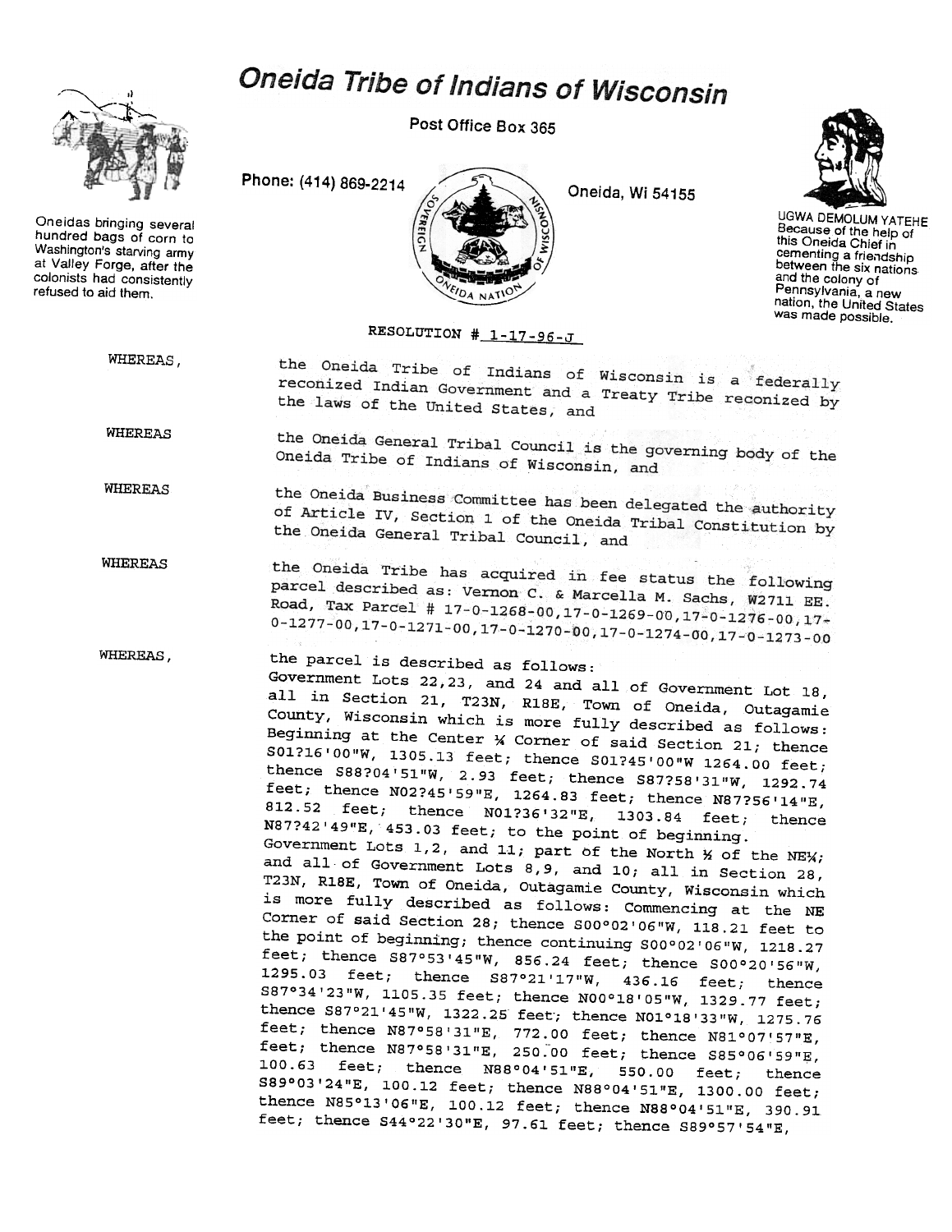# Oneida Tribe of Indians of Wisconsin

Post Office Box 365

Phone: (414) 869-2214

Oneida, Wi 54155

Oneidas bringing several hundred bags of corn to Washington's starving army at Valley Forge, after the colonists had consistently refused to aid them.

UGWA DEMOLUM YATEHE Because of the help of this Oneida Chief in cementing a friendship between the six nations and the colony of Pennsylvania, a new nation, the United States was made possible.

RESOLUTION # 1-17-96-J

WHEREAS, the Oneida Tribe of Indians of Wisconsin is a federally reconized Indian Government and a Treaty Tribe reconized by the laws of the United States, and

WHEREAS the Oneida General Tribal Council is the governing body of the Oneida Tribe of Indians of Wisconsin, and

WHEREAS the Oneida Business Committee has been delegated the authority of Article IV, Section 1 of the Oneida Tribal Constitution by the Oneida General Tribal Council, and

WHEREAS the Oneida Tribe has acquired in fee status the following parcel described as: Vernon C. & Marcella M. Sachs, W2711 EE. Road, Tax Parcel # 17-0-1268-00,17-0-1269-00,17-0-1276-00,17-0-1277-00,17-0-1271-00,17-0-1270-00,17-0-1274-00,17-0-1273-00

WHEREAS, the parcel is described as follows:
Government Lots 22,23, and 24 and all of Government Lot 18, all in Section 21, T23N, R18E, Town of Oneida, Outagamie County, Wisconsin which is more fully described as follows: Beginning at the Center ¼ Corner of said Section 21; thence S01?16'00"W, 1305.13 feet; thence S01?45'00"W 1264.00 feet; thence S88?04'51"W, 2.93 feet; thence S87?58'31"W, 1292.74 feet; thence N02?45'59"E, 1264.83 feet; thence N87?56'14"E, 812.52 feet; thence N01?36'32"E, 1303.84 feet; thence N87?42'49"E, 453.03 feet; to the point of beginning.
Government Lots 1,2, and 11; part of the North ½ of the NE¼; and all of Government Lots 8,9, and 10; all in Section 28, T23N, R18E, Town of Oneida, Outagamie County, Wisconsin which is more fully described as follows: Commencing at the NE Corner of said Section 28; thence S00°02'06"W, 118.21 feet to the point of beginning; thence continuing S00°02'06"W, 1218.27 feet; thence S87°53'45"W, 856.24 feet; thence S00°20'56"W, 1295.03 feet; thence S87°21'17"W, 436.16 feet; thence S87°34'23"W, 1105.35 feet; thence N00°18'05"W, 1329.77 feet; thence S87°21'45"W, 1322.25 feet; thence N01°18'33"W, 1275.76 feet; thence N87°58'31"E, 772.00 feet; thence N81°07'57"E, feet; thence N87°58'31"E, 250.00 feet; thence S85°06'59"E, 100.63 feet; thence N88°04'51"E, 550.00 feet; thence S89°03'24"E, 100.12 feet; thence N88°04'51"E, 1300.00 feet; thence N85°13'06"E, 100.12 feet; thence N88°04'51"E, 390.91 feet; thence S44°22'30"E, 97.61 feet; thence S89°57'54"E,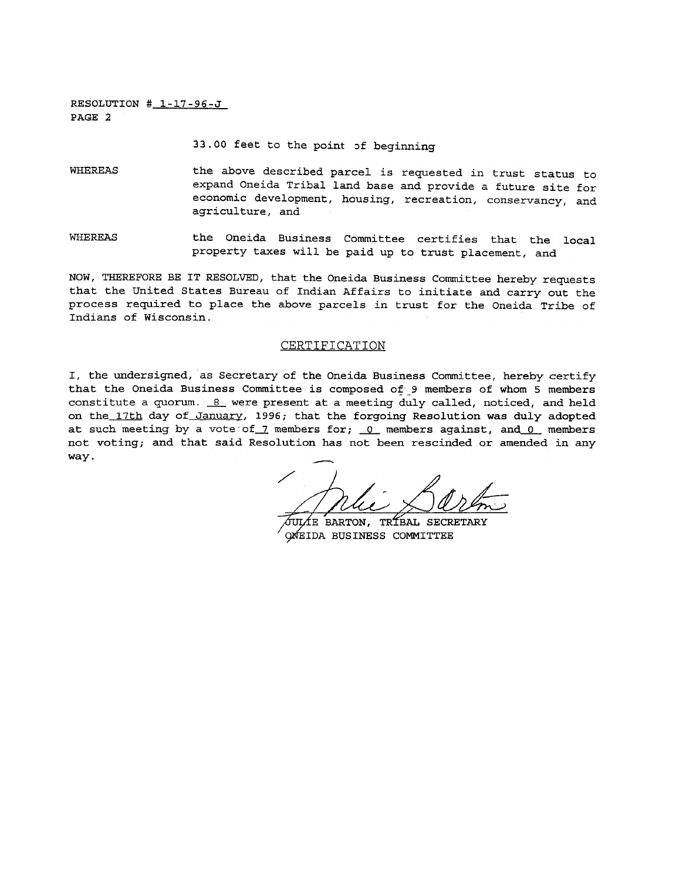RESOLUTION # 1-17-96-J
PAGE 2

33.00 feet to the point of beginning

WHEREAS the above described parcel is requested in trust status to expand Oneida Tribal land base and provide a future site for economic development, housing, recreation, conservancy, and agriculture, and

WHEREAS the Oneida Business Committee certifies that the local property taxes will be paid up to trust placement, and

NOW, THEREFORE BE IT RESOLVED, that the Oneida Business Committee hereby requests that the United States Bureau of Indian Affairs to initiate and carry out the process required to place the above parcels in trust for the Oneida Tribe of Indians of Wisconsin.

## CERTIFICATION

I, the undersigned, as Secretary of the Oneida Business Committee, hereby certify that the Oneida Business Committee is composed of 9 members of whom 5 members constitute a quorum. 8 were present at a meeting duly called, noticed, and held on the 17th day of January, 1996; that the forgoing Resolution was duly adopted at such meeting by a vote of 7 members for; 0 members against, and 0 members not voting; and that said Resolution has not been rescinded or amended in any way.

JULIE BARTON, TRIBAL SECRETARY
ONEIDA BUSINESS COMMITTEE